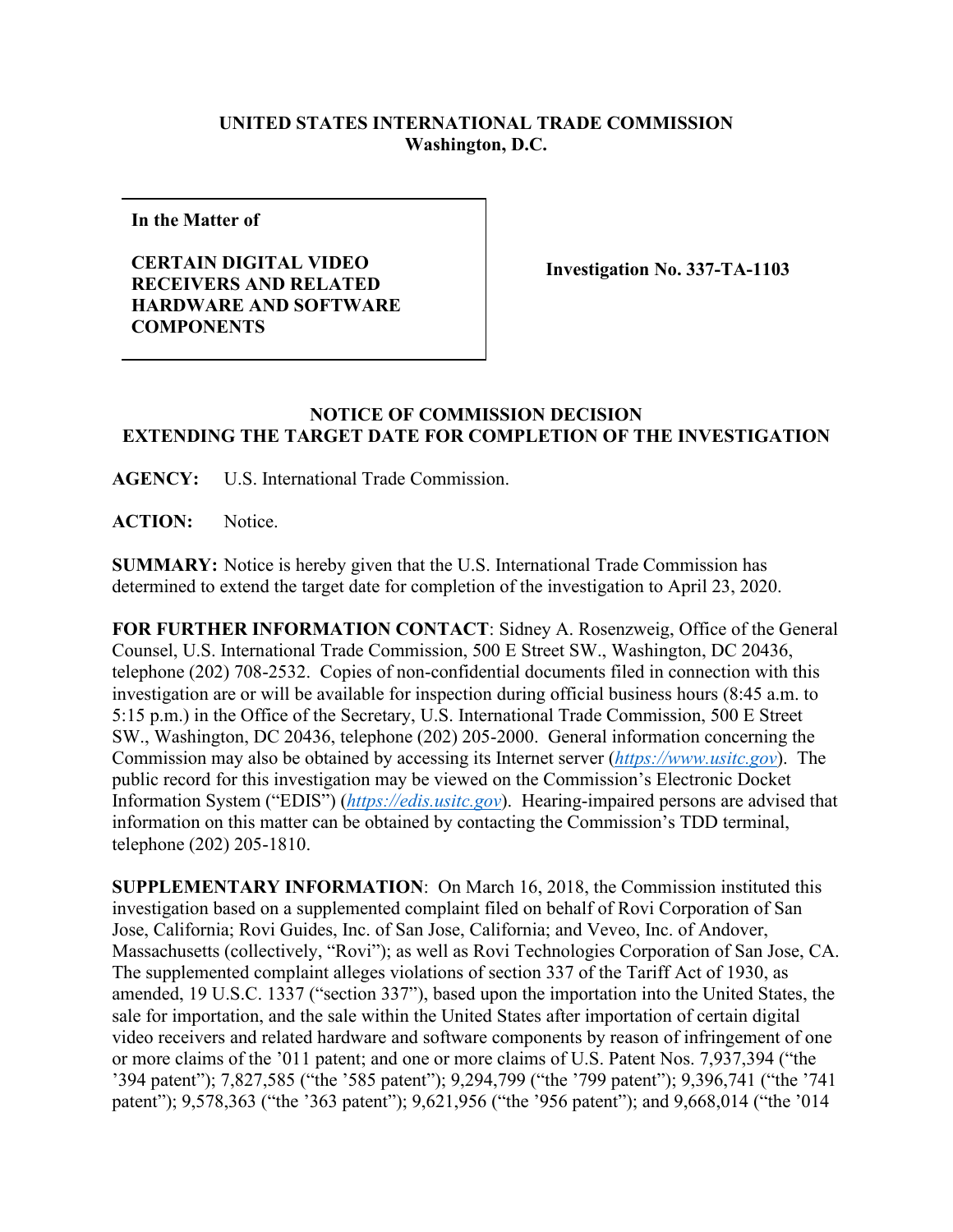**UNITED STATES INTERNATIONAL TRADE COMMISSION**
**Washington, D.C.**

| In the Matter of<br><br>**CERTAIN DIGITAL VIDEO RECEIVERS AND RELATED HARDWARE AND SOFTWARE COMPONENTS** | **Investigation No. 337-TA-1103** |
|---|---|

**NOTICE OF COMMISSION DECISION**
**EXTENDING THE TARGET DATE FOR COMPLETION OF THE INVESTIGATION**

**AGENCY:** U.S. International Trade Commission.

**ACTION:** Notice.

**SUMMARY:** Notice is hereby given that the U.S. International Trade Commission has determined to extend the target date for completion of the investigation to April 23, 2020.

**FOR FURTHER INFORMATION CONTACT**: Sidney A. Rosenzweig, Office of the General Counsel, U.S. International Trade Commission, 500 E Street SW., Washington, DC 20436, telephone (202) 708-2532. Copies of non-confidential documents filed in connection with this investigation are or will be available for inspection during official business hours (8:45 a.m. to 5:15 p.m.) in the Office of the Secretary, U.S. International Trade Commission, 500 E Street SW., Washington, DC 20436, telephone (202) 205-2000. General information concerning the Commission may also be obtained by accessing its Internet server (*https://www.usitc.gov*). The public record for this investigation may be viewed on the Commission's Electronic Docket Information System ("EDIS") (*https://edis.usitc.gov*). Hearing-impaired persons are advised that information on this matter can be obtained by contacting the Commission's TDD terminal, telephone (202) 205-1810.

**SUPPLEMENTARY INFORMATION**: On March 16, 2018, the Commission instituted this investigation based on a supplemented complaint filed on behalf of Rovi Corporation of San Jose, California; Rovi Guides, Inc. of San Jose, California; and Veveo, Inc. of Andover, Massachusetts (collectively, "Rovi"); as well as Rovi Technologies Corporation of San Jose, CA. The supplemented complaint alleges violations of section 337 of the Tariff Act of 1930, as amended, 19 U.S.C. 1337 ("section 337"), based upon the importation into the United States, the sale for importation, and the sale within the United States after importation of certain digital video receivers and related hardware and software components by reason of infringement of one or more claims of the '011 patent; and one or more claims of U.S. Patent Nos. 7,937,394 ("the '394 patent"); 7,827,585 ("the '585 patent"); 9,294,799 ("the '799 patent"); 9,396,741 ("the '741 patent"); 9,578,363 ("the '363 patent"); 9,621,956 ("the '956 patent"); and 9,668,014 ("the '014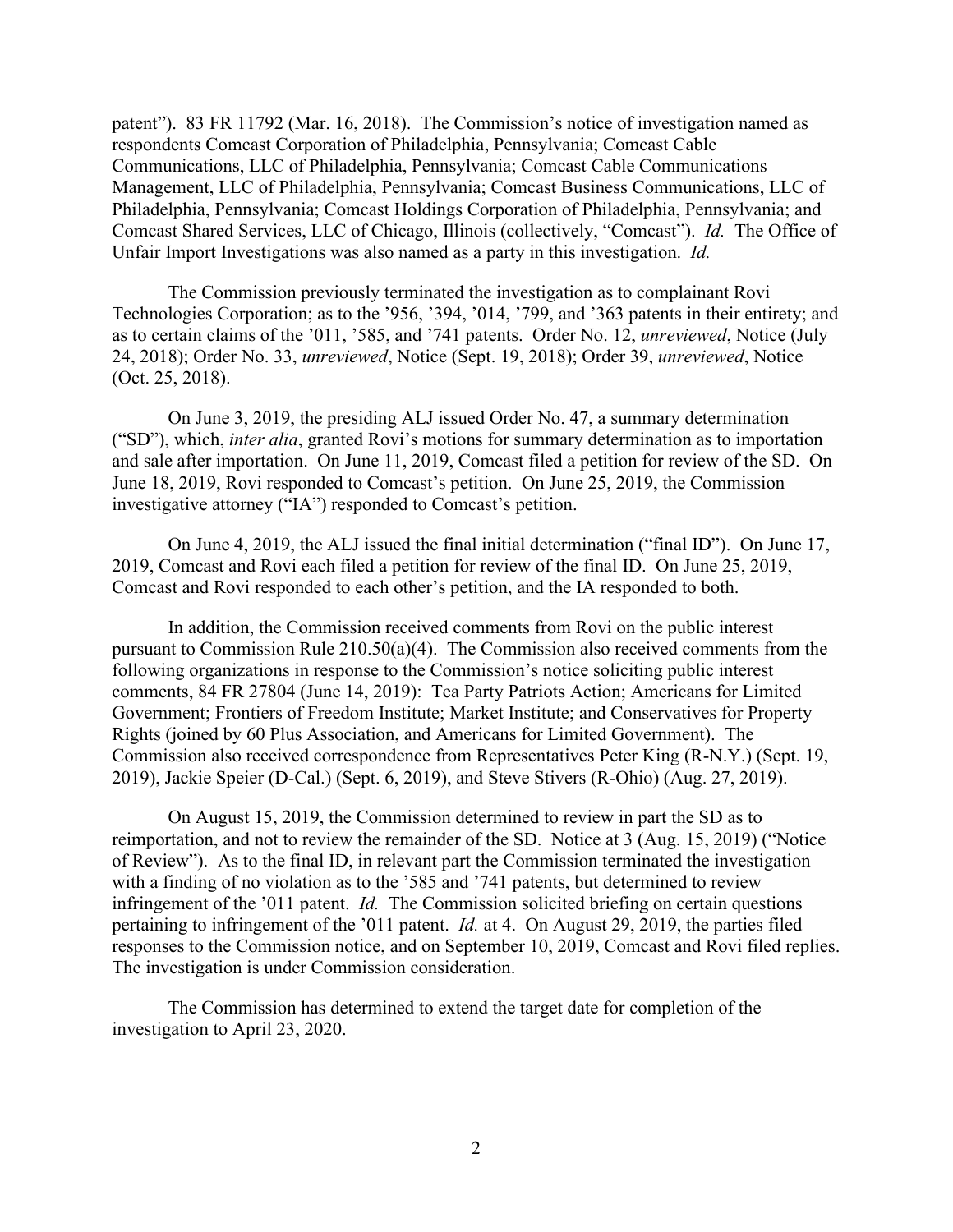patent"). 83 FR 11792 (Mar. 16, 2018). The Commission's notice of investigation named as respondents Comcast Corporation of Philadelphia, Pennsylvania; Comcast Cable Communications, LLC of Philadelphia, Pennsylvania; Comcast Cable Communications Management, LLC of Philadelphia, Pennsylvania; Comcast Business Communications, LLC of Philadelphia, Pennsylvania; Comcast Holdings Corporation of Philadelphia, Pennsylvania; and Comcast Shared Services, LLC of Chicago, Illinois (collectively, "Comcast"). *Id.* The Office of Unfair Import Investigations was also named as a party in this investigation. *Id.*

The Commission previously terminated the investigation as to complainant Rovi Technologies Corporation; as to the '956, '394, '014, '799, and '363 patents in their entirety; and as to certain claims of the '011, '585, and '741 patents. Order No. 12, *unreviewed*, Notice (July 24, 2018); Order No. 33, *unreviewed*, Notice (Sept. 19, 2018); Order 39, *unreviewed*, Notice (Oct. 25, 2018).

On June 3, 2019, the presiding ALJ issued Order No. 47, a summary determination ("SD"), which, *inter alia*, granted Rovi's motions for summary determination as to importation and sale after importation. On June 11, 2019, Comcast filed a petition for review of the SD. On June 18, 2019, Rovi responded to Comcast's petition. On June 25, 2019, the Commission investigative attorney ("IA") responded to Comcast's petition.

On June 4, 2019, the ALJ issued the final initial determination ("final ID"). On June 17, 2019, Comcast and Rovi each filed a petition for review of the final ID. On June 25, 2019, Comcast and Rovi responded to each other's petition, and the IA responded to both.

In addition, the Commission received comments from Rovi on the public interest pursuant to Commission Rule 210.50(a)(4). The Commission also received comments from the following organizations in response to the Commission's notice soliciting public interest comments, 84 FR 27804 (June 14, 2019): Tea Party Patriots Action; Americans for Limited Government; Frontiers of Freedom Institute; Market Institute; and Conservatives for Property Rights (joined by 60 Plus Association, and Americans for Limited Government). The Commission also received correspondence from Representatives Peter King (R-N.Y.) (Sept. 19, 2019), Jackie Speier (D-Cal.) (Sept. 6, 2019), and Steve Stivers (R-Ohio) (Aug. 27, 2019).

On August 15, 2019, the Commission determined to review in part the SD as to reimportation, and not to review the remainder of the SD. Notice at 3 (Aug. 15, 2019) ("Notice of Review"). As to the final ID, in relevant part the Commission terminated the investigation with a finding of no violation as to the '585 and '741 patents, but determined to review infringement of the '011 patent. *Id.* The Commission solicited briefing on certain questions pertaining to infringement of the '011 patent. *Id.* at 4. On August 29, 2019, the parties filed responses to the Commission notice, and on September 10, 2019, Comcast and Rovi filed replies. The investigation is under Commission consideration.

The Commission has determined to extend the target date for completion of the investigation to April 23, 2020.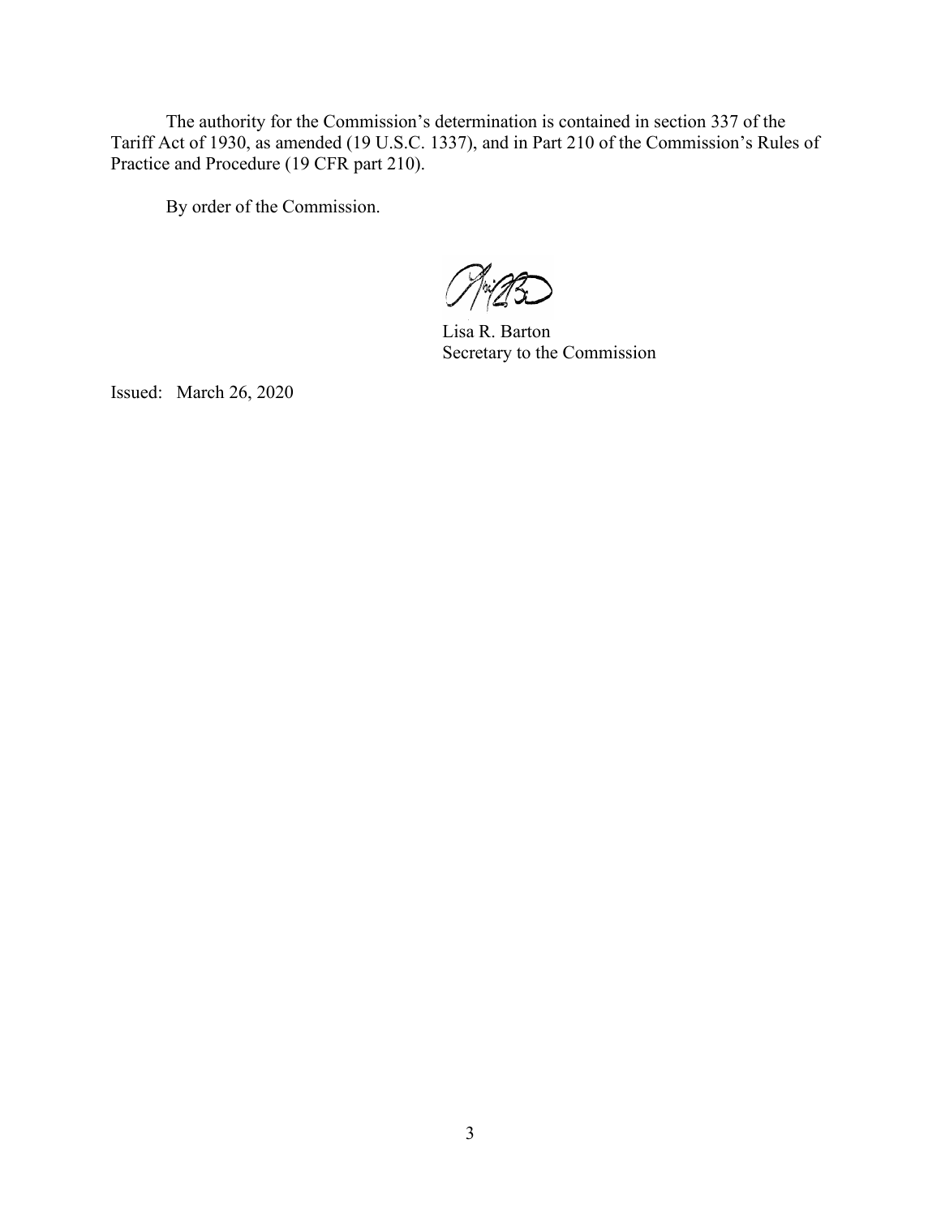The authority for the Commission's determination is contained in section 337 of the Tariff Act of 1930, as amended (19 U.S.C. 1337), and in Part 210 of the Commission's Rules of Practice and Procedure (19 CFR part 210).

By order of the Commission.

Lisa R. Barton
Secretary to the Commission

Issued: March 26, 2020